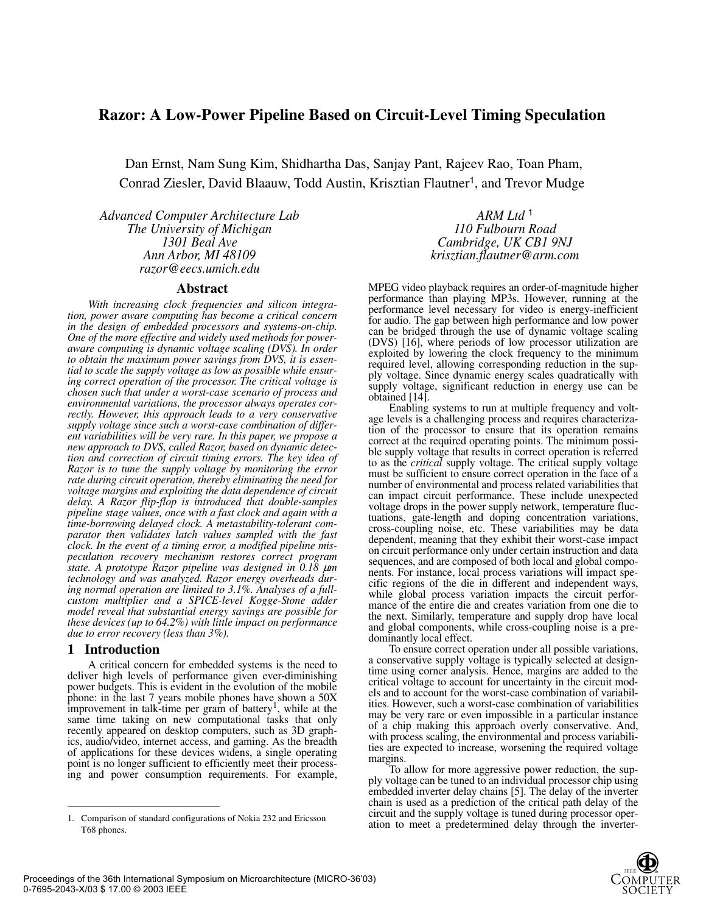# Razor: A Low-Power Pipeline Based on Circuit-Level Timing Speculation

Dan Ernst, Nam Sung Kim, Shidhartha Das, Sanjay Pant, Rajeev Rao, Toan Pham, Conrad Ziesler, David Blaauw, Todd Austin, Krisztian Flautner[1], and Trevor Mudge

*Advanced Computer Architecture Lab*
*The University of Michigan*
*1301 Beal Ave*
*Ann Arbor, MI 48109*
*razor@eecs.umich.edu*

*ARM Ltd* [1]
*110 Fulbourn Road*
*Cambridge, UK CB1 9NJ*
*krisztian.flautner@arm.com*

## Abstract

*With increasing clock frequencies and silicon integration, power aware computing has become a critical concern in the design of embedded processors and systems-on-chip. One of the more effective and widely used methods for power-aware computing is dynamic voltage scaling (DVS). In order to obtain the maximum power savings from DVS, it is essential to scale the supply voltage as low as possible while ensuring correct operation of the processor. The critical voltage is chosen such that under a worst-case scenario of process and environmental variations, the processor always operates correctly. However, this approach leads to a very conservative supply voltage since such a worst-case combination of different variabilities will be very rare. In this paper, we propose a new approach to DVS, called Razor, based on dynamic detection and correction of circuit timing errors. The key idea of Razor is to tune the supply voltage by monitoring the error rate during circuit operation, thereby eliminating the need for voltage margins and exploiting the data dependence of circuit delay. A Razor flip-flop is introduced that double-samples pipeline stage values, once with a fast clock and again with a time-borrowing delayed clock. A metastability-tolerant comparator then validates latch values sampled with the fast clock. In the event of a timing error, a modified pipeline mispeculation recovery mechanism restores correct program state. A prototype Razor pipeline was designed in 0.18 µm technology and was analyzed. Razor energy overheads during normal operation are limited to 3.1%. Analyses of a full-custom multiplier and a SPICE-level Kogge-Stone adder model reveal that substantial energy savings are possible for these devices (up to 64.2%) with little impact on performance due to error recovery (less than 3%).*

## 1 Introduction

A critical concern for embedded systems is the need to deliver high levels of performance given ever-diminishing power budgets. This is evident in the evolution of the mobile phone: in the last 7 years mobile phones have shown a 50X improvement in talk-time per gram of battery[1], while at the same time taking on new computational tasks that only recently appeared on desktop computers, such as 3D graphics, audio/video, internet access, and gaming. As the breadth of applications for these devices widens, a single operating point is no longer sufficient to efficiently meet their processing and power consumption requirements. For example, MPEG video playback requires an order-of-magnitude higher performance than playing MP3s. However, running at the performance level necessary for video is energy-inefficient for audio. The gap between high performance and low power can be bridged through the use of dynamic voltage scaling (DVS) [16], where periods of low processor utilization are exploited by lowering the clock frequency to the minimum required level, allowing corresponding reduction in the supply voltage. Since dynamic energy scales quadratically with supply voltage, significant reduction in energy use can be obtained [14].

Enabling systems to run at multiple frequency and voltage levels is a challenging process and requires characterization of the processor to ensure that its operation remains correct at the required operating points. The minimum possible supply voltage that results in correct operation is referred to as the *critical* supply voltage. The critical supply voltage must be sufficient to ensure correct operation in the face of a number of environmental and process related variabilities that can impact circuit performance. These include unexpected voltage drops in the power supply network, temperature fluctuations, gate-length and doping concentration variations, cross-coupling noise, etc. These variabilities may be data dependent, meaning that they exhibit their worst-case impact on circuit performance only under certain instruction and data sequences, and are composed of both local and global components. For instance, local process variations will impact specific regions of the die in different and independent ways, while global process variation impacts the circuit performance of the entire die and creates variation from one die to the next. Similarly, temperature and supply drop have local and global components, while cross-coupling noise is a predominantly local effect.

To ensure correct operation under all possible variations, a conservative supply voltage is typically selected at design-time using corner analysis. Hence, margins are added to the critical voltage to account for uncertainty in the circuit models and to account for the worst-case combination of variabilities. However, such a worst-case combination of variabilities may be very rare or even impossible in a particular instance of a chip making this approach overly conservative. And, with process scaling, the environmental and process variabilities are expected to increase, worsening the required voltage margins.

To allow for more aggressive power reduction, the supply voltage can be tuned to an individual processor chip using embedded inverter delay chains [5]. The delay of the inverter chain is used as a prediction of the critical path delay of the circuit and the supply voltage is tuned during processor operation to meet a predetermined delay through the inverter-

1. Comparison of standard configurations of Nokia 232 and Ericsson T68 phones.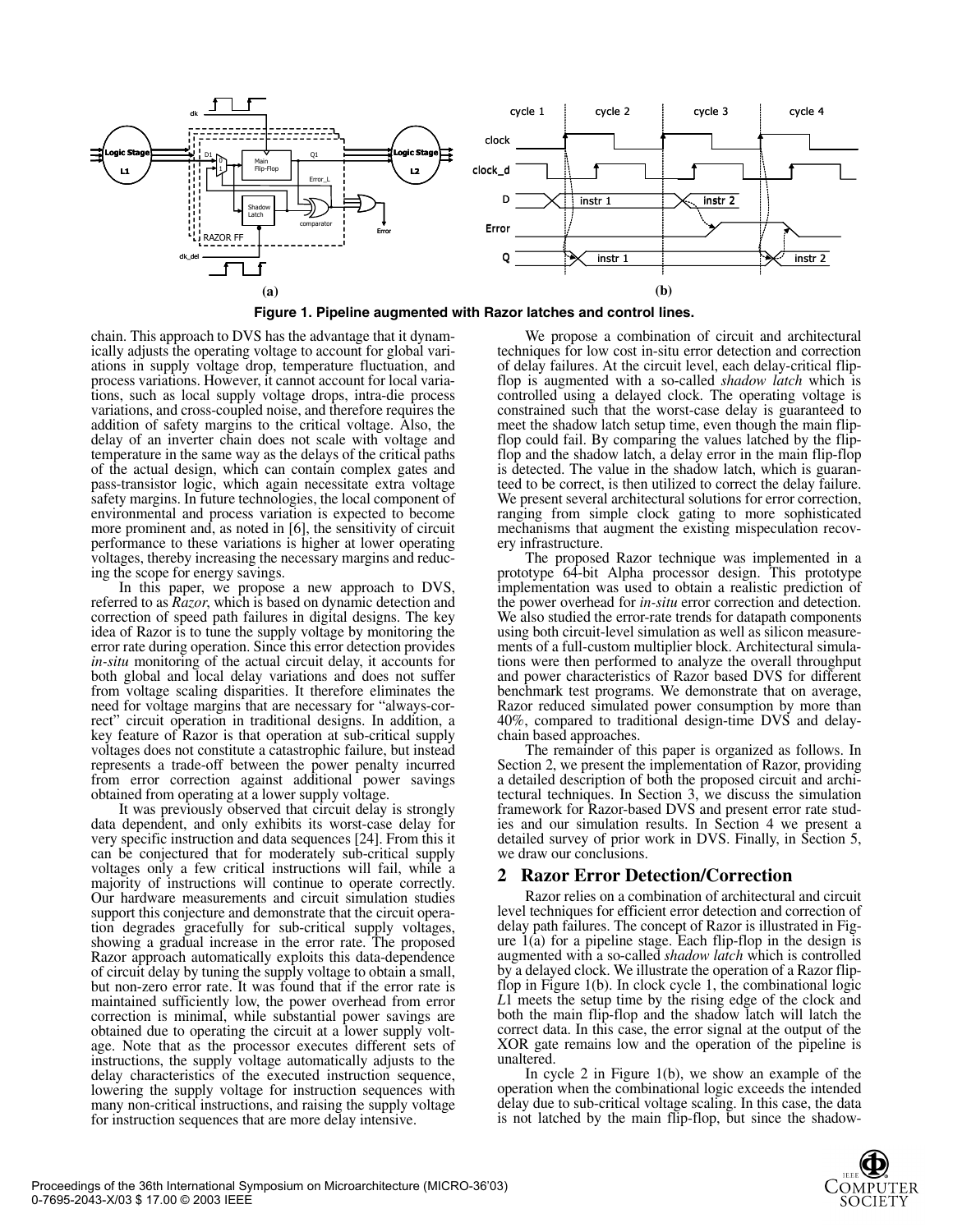clk

Logic Stage L1

D1

0 1

Main Flip-Flop

Q1

Logic Stage L2

Error_L

Shadow Latch

comparator

Error

RAZOR FF

clk_del

(a)

cycle 1 cycle 2 cycle 3 cycle 4

clock

clock_d

D instr 1 instr 2

Error

Q instr 1 instr 2

(b)

**Figure 1. Pipeline augmented with Razor latches and control lines.**

chain. This approach to DVS has the advantage that it dynamically adjusts the operating voltage to account for global variations in supply voltage drop, temperature fluctuation, and process variations. However, it cannot account for local variations, such as local supply voltage drops, intra-die process variations, and cross-coupled noise, and therefore requires the addition of safety margins to the critical voltage. Also, the delay of an inverter chain does not scale with voltage and temperature in the same way as the delays of the critical paths of the actual design, which can contain complex gates and pass-transistor logic, which again necessitate extra voltage safety margins. In future technologies, the local component of environmental and process variation is expected to become more prominent and, as noted in [6], the sensitivity of circuit performance to these variations is higher at lower operating voltages, thereby increasing the necessary margins and reducing the scope for energy savings.

In this paper, we propose a new approach to DVS, referred to as *Razor*, which is based on dynamic detection and correction of speed path failures in digital designs. The key idea of Razor is to tune the supply voltage by monitoring the error rate during operation. Since this error detection provides *in-situ* monitoring of the actual circuit delay, it accounts for both global and local delay variations and does not suffer from voltage scaling disparities. It therefore eliminates the need for voltage margins that are necessary for "always-correct" circuit operation in traditional designs. In addition, a key feature of Razor is that operation at sub-critical supply voltages does not constitute a catastrophic failure, but instead represents a trade-off between the power penalty incurred from error correction against additional power savings obtained from operating at a lower supply voltage.

It was previously observed that circuit delay is strongly data dependent, and only exhibits its worst-case delay for very specific instruction and data sequences [24]. From this it can be conjectured that for moderately sub-critical supply voltages only a few critical instructions will fail, while a majority of instructions will continue to operate correctly. Our hardware measurements and circuit simulation studies support this conjecture and demonstrate that the circuit operation degrades gracefully for sub-critical supply voltages, showing a gradual increase in the error rate. The proposed Razor approach automatically exploits this data-dependence of circuit delay by tuning the supply voltage to obtain a small, but non-zero error rate. It was found that if the error rate is maintained sufficiently low, the power overhead from error correction is minimal, while substantial power savings are obtained due to operating the circuit at a lower supply voltage. Note that as the processor executes different sets of instructions, the supply voltage automatically adjusts to the delay characteristics of the executed instruction sequence, lowering the supply voltage for instruction sequences with many non-critical instructions, and raising the supply voltage for instruction sequences that are more delay intensive.

We propose a combination of circuit and architectural techniques for low cost in-situ error detection and correction of delay failures. At the circuit level, each delay-critical flip-flop is augmented with a so-called *shadow latch* which is controlled using a delayed clock. The operating voltage is constrained such that the worst-case delay is guaranteed to meet the shadow latch setup time, even though the main flip-flop could fail. By comparing the values latched by the flip-flop and the shadow latch, a delay error in the main flip-flop is detected. The value in the shadow latch, which is guaranteed to be correct, is then utilized to correct the delay failure. We present several architectural solutions for error correction, ranging from simple clock gating to more sophisticated mechanisms that augment the existing mispeculation recovery infrastructure.

The proposed Razor technique was implemented in a prototype 64-bit Alpha processor design. This prototype implementation was used to obtain a realistic prediction of the power overhead for *in-situ* error correction and detection. We also studied the error-rate trends for datapath components using both circuit-level simulation as well as silicon measurements of a full-custom multiplier block. Architectural simulations were then performed to analyze the overall throughput and power characteristics of Razor based DVS for different benchmark test programs. We demonstrate that on average, Razor reduced simulated power consumption by more than 40%, compared to traditional design-time DVS and delay-chain based approaches.

The remainder of this paper is organized as follows. In Section 2, we present the implementation of Razor, providing a detailed description of both the proposed circuit and architectural techniques. In Section 3, we discuss the simulation framework for Razor-based DVS and present error rate studies and our simulation results. In Section 4 we present a detailed survey of prior work in DVS. Finally, in Section 5, we draw our conclusions.

## 2 Razor Error Detection/Correction

Razor relies on a combination of architectural and circuit level techniques for efficient error detection and correction of delay path failures. The concept of Razor is illustrated in Figure 1(a) for a pipeline stage. Each flip-flop in the design is augmented with a so-called *shadow latch* which is controlled by a delayed clock. We illustrate the operation of a Razor flip-flop in Figure 1(b). In clock cycle 1, the combinational logic *L*1 meets the setup time by the rising edge of the clock and both the main flip-flop and the shadow latch will latch the correct data. In this case, the error signal at the output of the XOR gate remains low and the operation of the pipeline is unaltered.

In cycle 2 in Figure 1(b), we show an example of the operation when the combinational logic exceeds the intended delay due to sub-critical voltage scaling. In this case, the data is not latched by the main flip-flop, but since the shadow-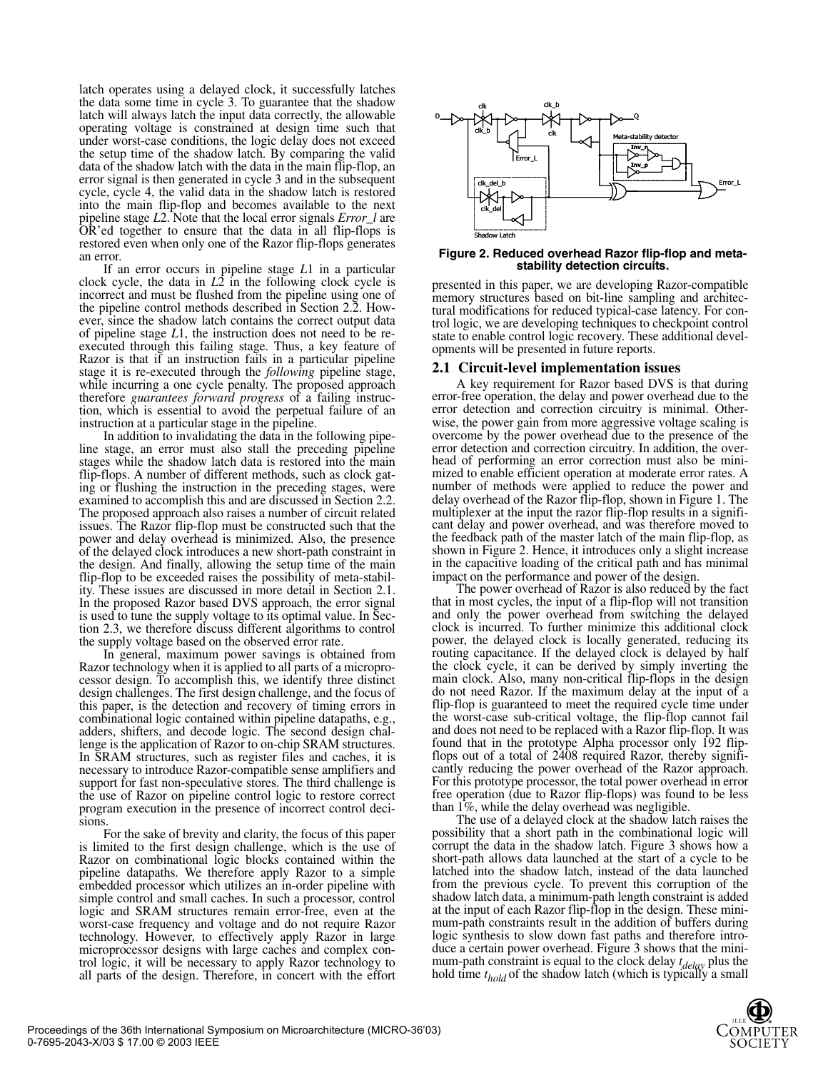latch operates using a delayed clock, it successfully latches the data some time in cycle 3. To guarantee that the shadow latch will always latch the input data correctly, the allowable operating voltage is constrained at design time such that under worst-case conditions, the logic delay does not exceed the setup time of the shadow latch. By comparing the valid data of the shadow latch with the data in the main flip-flop, an error signal is then generated in cycle 3 and in the subsequent cycle, cycle 4, the valid data in the shadow latch is restored into the main flip-flop and becomes available to the next pipeline stage *L*2. Note that the local error signals *Error_l* are OR'ed together to ensure that the data in all flip-flops is restored even when only one of the Razor flip-flops generates an error.

If an error occurs in pipeline stage *L*1 in a particular clock cycle, the data in *L*2 in the following clock cycle is incorrect and must be flushed from the pipeline using one of the pipeline control methods described in Section 2.2. However, since the shadow latch contains the correct output data of pipeline stage *L*1, the instruction does not need to be re-executed through this failing stage. Thus, a key feature of Razor is that if an instruction fails in a particular pipeline stage it is re-executed through the *following* pipeline stage, while incurring a one cycle penalty. The proposed approach therefore *guarantees forward progress* of a failing instruction, which is essential to avoid the perpetual failure of an instruction at a particular stage in the pipeline.

In addition to invalidating the data in the following pipeline stage, an error must also stall the preceding pipeline stages while the shadow latch data is restored into the main flip-flops. A number of different methods, such as clock gating or flushing the instruction in the preceding stages, were examined to accomplish this and are discussed in Section 2.2. The proposed approach also raises a number of circuit related issues. The Razor flip-flop must be constructed such that the power and delay overhead is minimized. Also, the presence of the delayed clock introduces a new short-path constraint in the design. And finally, allowing the setup time of the main flip-flop to be exceeded raises the possibility of meta-stability. These issues are discussed in more detail in Section 2.1. In the proposed Razor based DVS approach, the error signal is used to tune the supply voltage to its optimal value. In Section 2.3, we therefore discuss different algorithms to control the supply voltage based on the observed error rate.

In general, maximum power savings is obtained from Razor technology when it is applied to all parts of a microprocessor design. To accomplish this, we identify three distinct design challenges. The first design challenge, and the focus of this paper, is the detection and recovery of timing errors in combinational logic contained within pipeline datapaths, e.g., adders, shifters, and decode logic. The second design challenge is the application of Razor to on-chip SRAM structures. In SRAM structures, such as register files and caches, it is necessary to introduce Razor-compatible sense amplifiers and support for fast non-speculative stores. The third challenge is the use of Razor on pipeline control logic to restore correct program execution in the presence of incorrect control decisions.

For the sake of brevity and clarity, the focus of this paper is limited to the first design challenge, which is the use of Razor on combinational logic blocks contained within the pipeline datapaths. We therefore apply Razor to a simple embedded processor which utilizes an in-order pipeline with simple control and small caches. In such a processor, control logic and SRAM structures remain error-free, even at the worst-case frequency and voltage and do not require Razor technology. However, to effectively apply Razor in large microprocessor designs with large caches and complex control logic, it will be necessary to apply Razor technology to all parts of the design. Therefore, in concert with the effort presented in this paper, we are developing Razor-compatible memory structures based on bit-line sampling and architectural modifications for reduced typical-case latency. For control logic, we are developing techniques to checkpoint control state to enable control logic recovery. These additional developments will be presented in future reports.

**Figure 2. Reduced overhead Razor flip-flop and meta-stability detection circuits.**

## 2.1 Circuit-level implementation issues

A key requirement for Razor based DVS is that during error-free operation, the delay and power overhead due to the error detection and correction circuitry is minimal. Otherwise, the power gain from more aggressive voltage scaling is overcome by the power overhead due to the presence of the error detection and correction circuitry. In addition, the overhead of performing an error correction must also be minimized to enable efficient operation at moderate error rates. A number of methods were applied to reduce the power and delay overhead of the Razor flip-flop, shown in Figure 1. The multiplexer at the input the razor flip-flop results in a significant delay and power overhead, and was therefore moved to the feedback path of the master latch of the main flip-flop, as shown in Figure 2. Hence, it introduces only a slight increase in the capacitive loading of the critical path and has minimal impact on the performance and power of the design.

The power overhead of Razor is also reduced by the fact that in most cycles, the input of a flip-flop will not transition and only the power overhead from switching the delayed clock is incurred. To further minimize this additional clock power, the delayed clock is locally generated, reducing its routing capacitance. If the delayed clock is delayed by half the clock cycle, it can be derived by simply inverting the main clock. Also, many non-critical flip-flops in the design do not need Razor. If the maximum delay at the input of a flip-flop is guaranteed to meet the required cycle time under the worst-case sub-critical voltage, the flip-flop cannot fail and does not need to be replaced with a Razor flip-flop. It was found that in the prototype Alpha processor only 192 flip-flops out of a total of 2408 required Razor, thereby significantly reducing the power overhead of the Razor approach. For this prototype processor, the total power overhead in error free operation (due to Razor flip-flops) was found to be less than 1%, while the delay overhead was negligible.

The use of a delayed clock at the shadow latch raises the possibility that a short path in the combinational logic will corrupt the data in the shadow latch. Figure 3 shows how a short-path allows data launched at the start of a cycle to be latched into the shadow latch, instead of the data launched from the previous cycle. To prevent this corruption of the shadow latch data, a minimum-path length constraint is added at the input of each Razor flip-flop in the design. These minimum-path constraints result in the addition of buffers during logic synthesis to slow down fast paths and therefore introduce a certain power overhead. Figure 3 shows that the minimum-path constraint is equal to the clock delay $t_{delay}$ plus the hold time $t_{hold}$ of the shadow latch (which is typically a small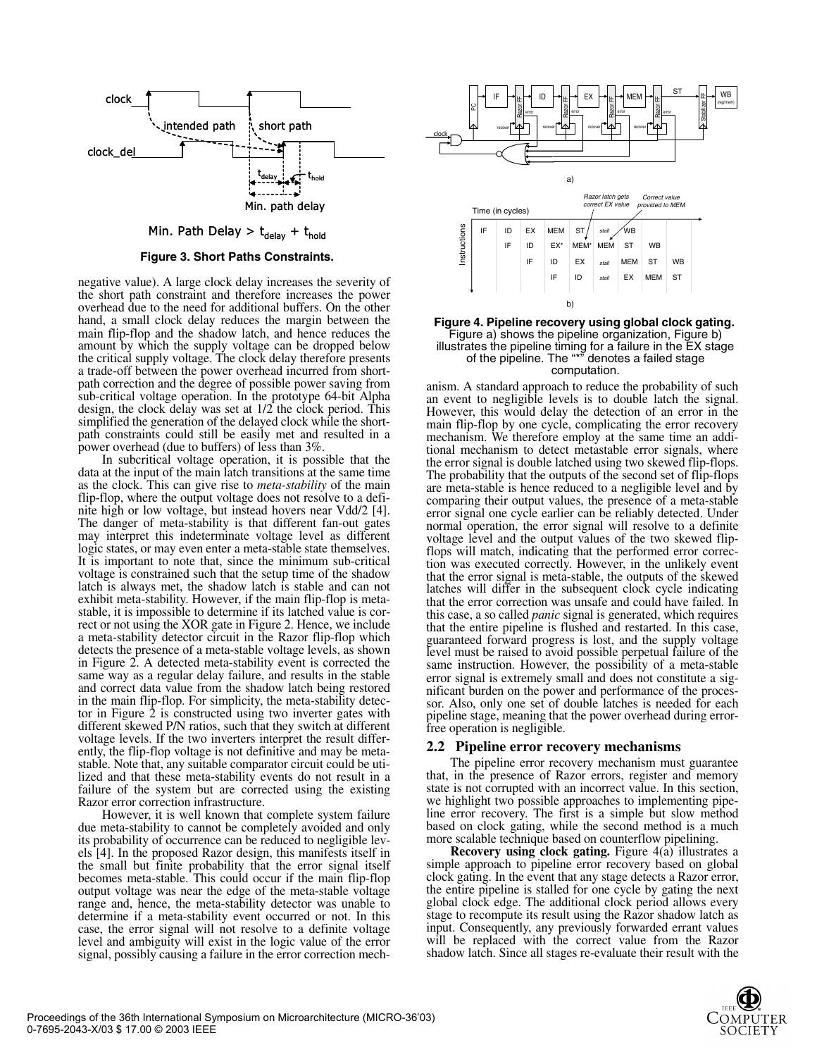Min. Path Delay > $t_{delay}$ + $t_{hold}$

**Figure 3. Short Paths Constraints.**

negative value). A large clock delay increases the severity of the short path constraint and therefore increases the power overhead due to the need for additional buffers. On the other hand, a small clock delay reduces the margin between the main flip-flop and the shadow latch, and hence reduces the amount by which the supply voltage can be dropped below the critical supply voltage. The clock delay therefore presents a trade-off between the power overhead incurred from short-path correction and the degree of possible power saving from sub-critical voltage operation. In the prototype 64-bit Alpha design, the clock delay was set at 1/2 the clock period. This simplified the generation of the delayed clock while the short-path constraints could still be easily met and resulted in a power overhead (due to buffers) of less than 3%.

In subcritical voltage operation, it is possible that the data at the input of the main latch transitions at the same time as the clock. This can give rise to *meta-stability* of the main flip-flop, where the output voltage does not resolve to a definite high or low voltage, but instead hovers near Vdd/2 [4]. The danger of meta-stability is that different fan-out gates may interpret this indeterminate voltage level as different logic states, or may even enter a meta-stable state themselves. It is important to note that, since the minimum sub-critical voltage is constrained such that the setup time of the shadow latch is always met, the shadow latch is stable and can not exhibit meta-stability. However, if the main flip-flop is meta-stable, it is impossible to determine if its latched value is correct or not using the XOR gate in Figure 2. Hence, we include a meta-stability detector circuit in the Razor flip-flop which detects the presence of a meta-stable voltage levels, as shown in Figure 2. A detected meta-stability event is corrected the same way as a regular delay failure, and results in the stable and correct data value from the shadow latch being restored in the main flip-flop. For simplicity, the meta-stability detector in Figure 2 is constructed using two inverter gates with different skewed P/N ratios, such that they switch at different voltage levels. If the two inverters interpret the result differently, the flip-flop voltage is not definitive and may be meta-stable. Note that, any suitable comparator circuit could be utilized and that these meta-stability events do not result in a failure of the system but are corrected using the existing Razor error correction infrastructure.

However, it is well known that complete system failure due meta-stability to cannot be completely avoided and only its probability of occurrence can be reduced to negligible levels [4]. In the proposed Razor design, this manifests itself in the small but finite probability that the error signal itself becomes meta-stable. This could occur if the main flip-flop output voltage was near the edge of the meta-stable voltage range and, hence, the meta-stability detector was unable to determine if a meta-stability event occurred or not. In this case, the error signal will not resolve to a definite voltage level and ambiguity will exist in the logic value of the error signal, possibly causing a failure in the error correction mechanism. A standard approach to reduce the probability of such an event to negligible levels is to double latch the signal. However, this would delay the detection of an error in the main flip-flop by one cycle, complicating the error recovery mechanism. We therefore employ at the same time an additional mechanism to detect metastable error signals, where the error signal is double latched using two skewed flip-flops. The probability that the outputs of the second set of flip-flops are meta-stable is hence reduced to a negligible level and by comparing their output values, the presence of a meta-stable error signal one cycle earlier can be reliably detected. Under normal operation, the error signal will resolve to a definite voltage level and the output values of the two skewed flip-flops will match, indicating that the performed error correction was executed correctly. However, in the unlikely event that the error signal is meta-stable, the outputs of the skewed latches will differ in the subsequent clock cycle indicating that the error correction was unsafe and could have failed. In this case, a so called *panic* signal is generated, which requires that the entire pipeline is flushed and restarted. In this case, guaranteed forward progress is lost, and the supply voltage level must be raised to avoid possible perpetual failure of the same instruction. However, the possibility of a meta-stable error signal is extremely small and does not constitute a significant burden on the power and performance of the processor. Also, only one set of double latches is needed for each pipeline stage, meaning that the power overhead during error-free operation is negligible.

**Figure 4. Pipeline recovery using global clock gating.** Figure a) shows the pipeline organization, Figure b) illustrates the pipeline timing for a failure in the EX stage of the pipeline. The "*" denotes a failed stage computation.

## 2.2 Pipeline error recovery mechanisms

The pipeline error recovery mechanism must guarantee that, in the presence of Razor errors, register and memory state is not corrupted with an incorrect value. In this section, we highlight two possible approaches to implementing pipeline error recovery. The first is a simple but slow method based on clock gating, while the second method is a much more scalable technique based on counterflow pipelining.

**Recovery using clock gating.** Figure 4(a) illustrates a simple approach to pipeline error recovery based on global clock gating. In the event that any stage detects a Razor error, the entire pipeline is stalled for one cycle by gating the next global clock edge. The additional clock period allows every stage to recompute its result using the Razor shadow latch as input. Consequently, any previously forwarded errant values will be replaced with the correct value from the Razor shadow latch. Since all stages re-evaluate their result with the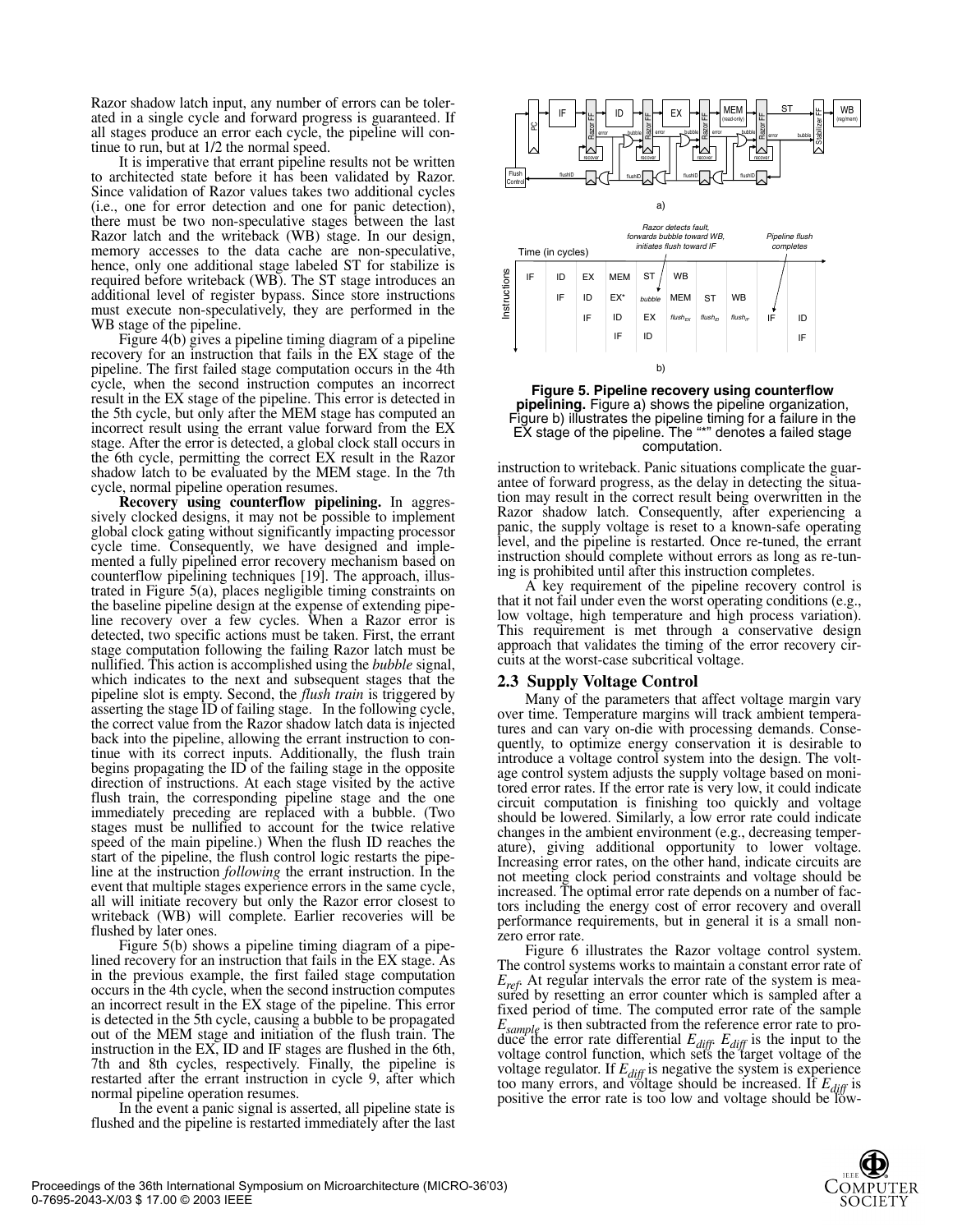Razor shadow latch input, any number of errors can be tolerated in a single cycle and forward progress is guaranteed. If all stages produce an error each cycle, the pipeline will continue to run, but at 1/2 the normal speed.

It is imperative that errant pipeline results not be written to architected state before it has been validated by Razor. Since validation of Razor values takes two additional cycles (i.e., one for error detection and one for panic detection), there must be two non-speculative stages between the last Razor latch and the writeback (WB) stage. In our design, memory accesses to the data cache are non-speculative, hence, only one additional stage labeled ST for stabilize is required before writeback (WB). The ST stage introduces an additional level of register bypass. Since store instructions must execute non-speculatively, they are performed in the WB stage of the pipeline.

Figure 4(b) gives a pipeline timing diagram of a pipeline recovery for an instruction that fails in the EX stage of the pipeline. The first failed stage computation occurs in the 4th cycle, when the second instruction computes an incorrect result in the EX stage of the pipeline. This error is detected in the 5th cycle, but only after the MEM stage has computed an incorrect result using the errant value forward from the EX stage. After the error is detected, a global clock stall occurs in the 6th cycle, permitting the correct EX result in the Razor shadow latch to be evaluated by the MEM stage. In the 7th cycle, normal pipeline operation resumes.

**Recovery using counterflow pipelining.** In aggressively clocked designs, it may not be possible to implement global clock gating without significantly impacting processor cycle time. Consequently, we have designed and implemented a fully pipelined error recovery mechanism based on counterflow pipelining techniques [19]. The approach, illustrated in Figure 5(a), places negligible timing constraints on the baseline pipeline design at the expense of extending pipeline recovery over a few cycles. When a Razor error is detected, two specific actions must be taken. First, the errant stage computation following the failing Razor latch must be nullified. This action is accomplished using the *bubble* signal, which indicates to the next and subsequent stages that the pipeline slot is empty. Second, the *flush train* is triggered by asserting the stage ID of failing stage. In the following cycle, the correct value from the Razor shadow latch data is injected back into the pipeline, allowing the errant instruction to continue with its correct inputs. Additionally, the flush train begins propagating the ID of the failing stage in the opposite direction of instructions. At each stage visited by the active flush train, the corresponding pipeline stage and the one immediately preceding are replaced with a bubble. (Two stages must be nullified to account for the twice relative speed of the main pipeline.) When the flush ID reaches the start of the pipeline, the flush control logic restarts the pipeline at the instruction *following* the errant instruction. In the event that multiple stages experience errors in the same cycle, all will initiate recovery but only the Razor error closest to writeback (WB) will complete. Earlier recoveries will be flushed by later ones.

Figure 5(b) shows a pipeline timing diagram of a pipelined recovery for an instruction that fails in the EX stage. As in the previous example, the first failed stage computation occurs in the 4th cycle, when the second instruction computes an incorrect result in the EX stage of the pipeline. This error is detected in the 5th cycle, causing a bubble to be propagated out of the MEM stage and initiation of the flush train. The instruction in the EX, ID and IF stages are flushed in the 6th, 7th and 8th cycles, respectively. Finally, the pipeline is restarted after the errant instruction in cycle 9, after which normal pipeline operation resumes.

In the event a panic signal is asserted, all pipeline state is flushed and the pipeline is restarted immediately after the last

PC
IF
Razor FF
ID
Razor FF
EX
Razor FF
MEM (read-only)
Razor FF
ST
Stabilizer FF
WB (reg/mem)
error
bubble
recover
flushID
Flush Control

a)

Time (in cycles)
Instructions
Razor detects fault, forwards bubble toward WB, initiates flush toward IF
Pipeline flush completes
IF ID EX MEM ST WB
IF ID EX* bubble MEM ST WB
IF ID EX $flush_{EX}$ $flush_{ID}$ $flush_{IF}$ IF ID
IF ID IF

b)

**Figure 5. Pipeline recovery using counterflow pipelining.** Figure a) shows the pipeline organization, Figure b) illustrates the pipeline timing for a failure in the EX stage of the pipeline. The "*" denotes a failed stage computation.

instruction to writeback. Panic situations complicate the guarantee of forward progress, as the delay in detecting the situation may result in the correct result being overwritten in the Razor shadow latch. Consequently, after experiencing a panic, the supply voltage is reset to a known-safe operating level, and the pipeline is restarted. Once re-tuned, the errant instruction should complete without errors as long as re-tuning is prohibited until after this instruction completes.

A key requirement of the pipeline recovery control is that it not fail under even the worst operating conditions (e.g., low voltage, high temperature and high process variation). This requirement is met through a conservative design approach that validates the timing of the error recovery circuits at the worst-case subcritical voltage.

## 2.3 Supply Voltage Control

Many of the parameters that affect voltage margin vary over time. Temperature margins will track ambient temperatures and can vary on-die with processing demands. Consequently, to optimize energy conservation it is desirable to introduce a voltage control system into the design. The voltage control system adjusts the supply voltage based on monitored error rates. If the error rate is very low, it could indicate circuit computation is finishing too quickly and voltage should be lowered. Similarly, a low error rate could indicate changes in the ambient environment (e.g., decreasing temperature), giving additional opportunity to lower voltage. Increasing error rates, on the other hand, indicate circuits are not meeting clock period constraints and voltage should be increased. The optimal error rate depends on a number of factors including the energy cost of error recovery and overall performance requirements, but in general it is a small non-zero error rate.

Figure 6 illustrates the Razor voltage control system. The control systems works to maintain a constant error rate of $E_{ref}$. At regular intervals the error rate of the system is measured by resetting an error counter which is sampled after a fixed period of time. The computed error rate of the sample $E_{sample}$ is then subtracted from the reference error rate to produce the error rate differential $E_{diff}$. $E_{diff}$ is the input to the voltage control function, which sets the target voltage of the voltage regulator. If $E_{diff}$ is negative the system is experience too many errors, and voltage should be increased. If $E_{diff}$ is positive the error rate is too low and voltage should be low-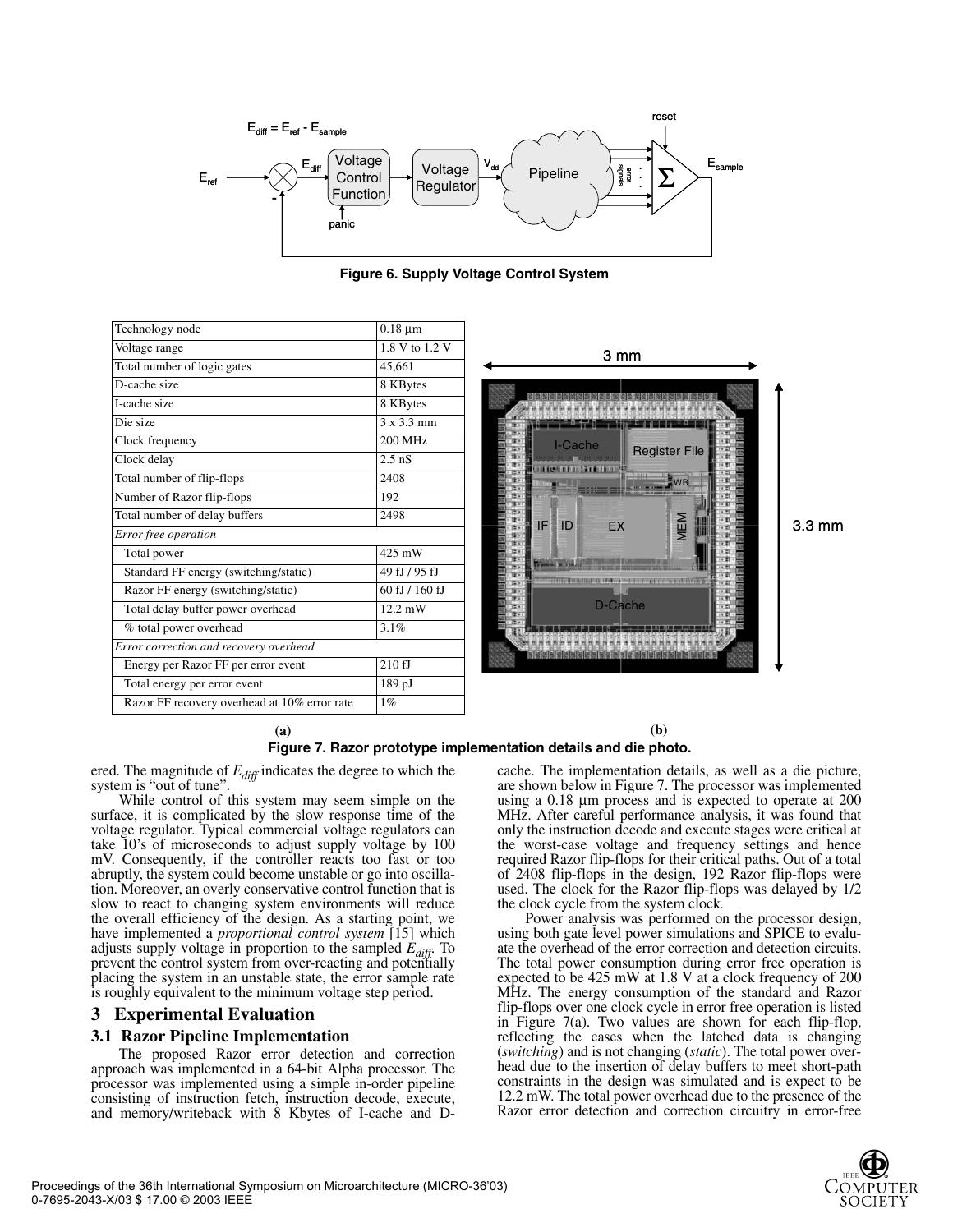Figure 6. Supply Voltage Control System

| Technology node | 0.18 µm |
|---|---|
| Voltage range | 1.8 V to 1.2 V |
| Total number of logic gates | 45,661 |
| D-cache size | 8 KBytes |
| I-cache size | 8 KBytes |
| Die size | 3 x 3.3 mm |
| Clock frequency | 200 MHz |
| Clock delay | 2.5 nS |
| Total number of flip-flops | 2408 |
| Number of Razor flip-flops | 192 |
| Total number of delay buffers | 2498 |
| *Error free operation* | |
| Total power | 425 mW |
| Standard FF energy (switching/static) | 49 fJ / 95 fJ |
| Razor FF energy (switching/static) | 60 fJ / 160 fJ |
| Total delay buffer power overhead | 12.2 mW |
| % total power overhead | 3.1% |
| *Error correction and recovery overhead* | |
| Energy per Razor FF per error event | 210 fJ |
| Total energy per error event | 189 pJ |
| Razor FF recovery overhead at 10% error rate | 1% |

(a) (b)

Figure 7. Razor prototype implementation details and die photo.

ered. The magnitude of $E_{diff}$ indicates the degree to which the system is "out of tune".

While control of this system may seem simple on the surface, it is complicated by the slow response time of the voltage regulator. Typical commercial voltage regulators can take 10's of microseconds to adjust supply voltage by 100 mV. Consequently, if the controller reacts too fast or too abruptly, the system could become unstable or go into oscillation. Moreover, an overly conservative control function that is slow to react to changing system environments will reduce the overall efficiency of the design. As a starting point, we have implemented a *proportional control system* [15] which adjusts supply voltage in proportion to the sampled $E_{diff}$. To prevent the control system from over-reacting and potentially placing the system in an unstable state, the error sample rate is roughly equivalent to the minimum voltage step period.

## 3 Experimental Evaluation

### 3.1 Razor Pipeline Implementation

The proposed Razor error detection and correction approach was implemented in a 64-bit Alpha processor. The processor was implemented using a simple in-order pipeline consisting of instruction fetch, instruction decode, execute, and memory/writeback with 8 Kbytes of I-cache and D-cache. The implementation details, as well as a die picture, are shown below in Figure 7. The processor was implemented using a 0.18 µm process and is expected to operate at 200 MHz. After careful performance analysis, it was found that only the instruction decode and execute stages were critical at the worst-case voltage and frequency settings and hence required Razor flip-flops for their critical paths. Out of a total of 2408 flip-flops in the design, 192 Razor flip-flops were used. The clock for the Razor flip-flops was delayed by 1/2 the clock cycle from the system clock.

Power analysis was performed on the processor design, using both gate level power simulations and SPICE to evaluate the overhead of the error correction and detection circuits. The total power consumption during error free operation is expected to be 425 mW at 1.8 V at a clock frequency of 200 MHz. The energy consumption of the standard and Razor flip-flops over one clock cycle in error free operation is listed in Figure 7(a). Two values are shown for each flip-flop, reflecting the cases when the latched data is changing (*switching*) and is not changing (*static*). The total power overhead due to the insertion of delay buffers to meet short-path constraints in the design was simulated and is expect to be 12.2 mW. The total power overhead due to the presence of the Razor error detection and correction circuitry in error-free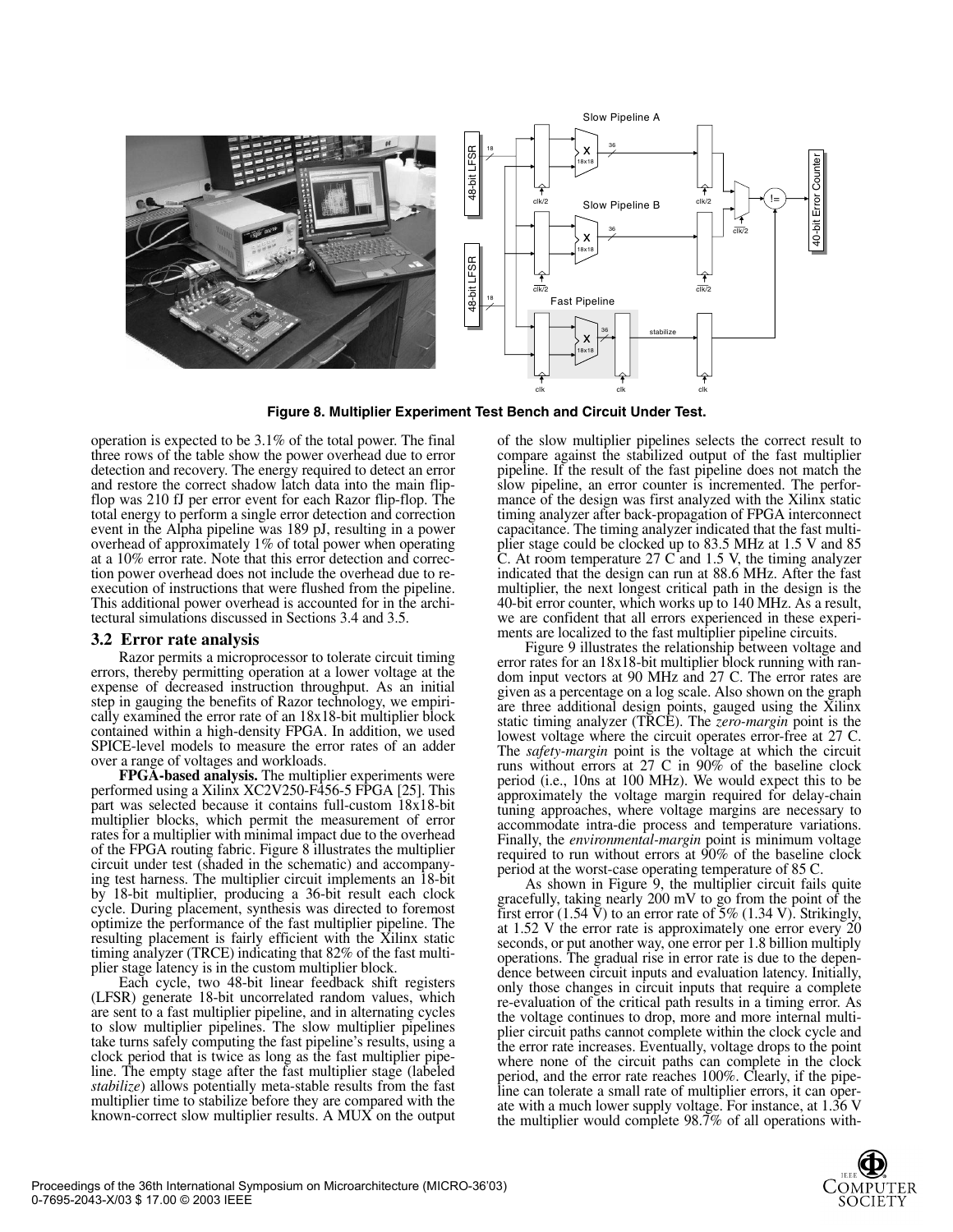**Figure 8. Multiplier Experiment Test Bench and Circuit Under Test.**

operation is expected to be 3.1% of the total power. The final three rows of the table show the power overhead due to error detection and recovery. The energy required to detect an error and restore the correct shadow latch data into the main flip-flop was 210 fJ per error event for each Razor flip-flop. The total energy to perform a single error detection and correction event in the Alpha pipeline was 189 pJ, resulting in a power overhead of approximately 1% of total power when operating at a 10% error rate. Note that this error detection and correction power overhead does not include the overhead due to re-execution of instructions that were flushed from the pipeline. This additional power overhead is accounted for in the architectural simulations discussed in Sections 3.4 and 3.5.

### 3.2 Error rate analysis

Razor permits a microprocessor to tolerate circuit timing errors, thereby permitting operation at a lower voltage at the expense of decreased instruction throughput. As an initial step in gauging the benefits of Razor technology, we empirically examined the error rate of an 18x18-bit multiplier block contained within a high-density FPGA. In addition, we used SPICE-level models to measure the error rates of an adder over a range of voltages and workloads.

**FPGA-based analysis.** The multiplier experiments were performed using a Xilinx XC2V250-F456-5 FPGA [25]. This part was selected because it contains full-custom 18x18-bit multiplier blocks, which permit the measurement of error rates for a multiplier with minimal impact due to the overhead of the FPGA routing fabric. Figure 8 illustrates the multiplier circuit under test (shaded in the schematic) and accompanying test harness. The multiplier circuit implements an 18-bit by 18-bit multiplier, producing a 36-bit result each clock cycle. During placement, synthesis was directed to foremost optimize the performance of the fast multiplier pipeline. The resulting placement is fairly efficient with the Xilinx static timing analyzer (TRCE) indicating that 82% of the fast multiplier stage latency is in the custom multiplier block.

Each cycle, two 48-bit linear feedback shift registers (LFSR) generate 18-bit uncorrelated random values, which are sent to a fast multiplier pipeline, and in alternating cycles to slow multiplier pipelines. The slow multiplier pipelines take turns safely computing the fast pipeline's results, using a clock period that is twice as long as the fast multiplier pipeline. The empty stage after the fast multiplier stage (labeled *stabilize*) allows potentially meta-stable results from the fast multiplier time to stabilize before they are compared with the known-correct slow multiplier results. A MUX on the output of the slow multiplier pipelines selects the correct result to compare against the stabilized output of the fast multiplier pipeline. If the result of the fast pipeline does not match the slow pipeline, an error counter is incremented. The performance of the design was first analyzed with the Xilinx static timing analyzer after back-propagation of FPGA interconnect capacitance. The timing analyzer indicated that the fast multiplier stage could be clocked up to 83.5 MHz at 1.5 V and 85 C. At room temperature 27 C and 1.5 V, the timing analyzer indicated that the design can run at 88.6 MHz. After the fast multiplier, the next longest critical path in the design is the 40-bit error counter, which works up to 140 MHz. As a result, we are confident that all errors experienced in these experiments are localized to the fast multiplier pipeline circuits.

Figure 9 illustrates the relationship between voltage and error rates for an 18x18-bit multiplier block running with random input vectors at 90 MHz and 27 C. The error rates are given as a percentage on a log scale. Also shown on the graph are three additional design points, gauged using the Xilinx static timing analyzer (TRCE). The *zero-margin* point is the lowest voltage where the circuit operates error-free at 27 C. The *safety-margin* point is the voltage at which the circuit runs without errors at 27 C in 90% of the baseline clock period (i.e., 10ns at 100 MHz). We would expect this to be approximately the voltage margin required for delay-chain tuning approaches, where voltage margins are necessary to accommodate intra-die process and temperature variations. Finally, the *environmental-margin* point is minimum voltage required to run without errors at 90% of the baseline clock period at the worst-case operating temperature of 85 C.

As shown in Figure 9, the multiplier circuit fails quite gracefully, taking nearly 200 mV to go from the point of the first error (1.54 V) to an error rate of 5% (1.34 V). Strikingly, at 1.52 V the error rate is approximately one error every 20 seconds, or put another way, one error per 1.8 billion multiply operations. The gradual rise in error rate is due to the dependence between circuit inputs and evaluation latency. Initially, only those changes in circuit inputs that require a complete re-evaluation of the critical path results in a timing error. As the voltage continues to drop, more and more internal multiplier circuit paths cannot complete within the clock cycle and the error rate increases. Eventually, voltage drops to the point where none of the circuit paths can complete in the clock period, and the error rate reaches 100%. Clearly, if the pipeline can tolerate a small rate of multiplier errors, it can operate with a much lower supply voltage. For instance, at 1.36 V the multiplier would complete 98.7% of all operations with-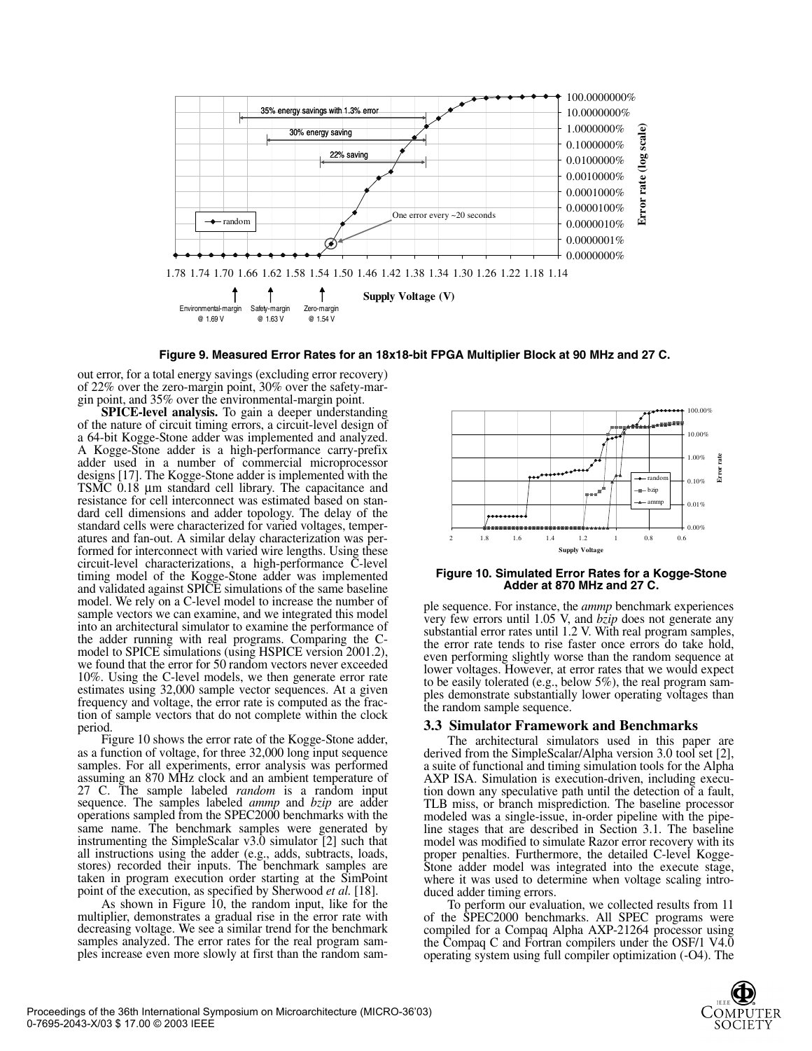Figure 9. Measured Error Rates for an 18x18-bit FPGA Multiplier Block at 90 MHz and 27 C.

out error, for a total energy savings (excluding error recovery) of 22% over the zero-margin point, 30% over the safety-margin point, and 35% over the environmental-margin point.

**SPICE-level analysis.** To gain a deeper understanding of the nature of circuit timing errors, a circuit-level design of a 64-bit Kogge-Stone adder was implemented and analyzed. A Kogge-Stone adder is a high-performance carry-prefix adder used in a number of commercial microprocessor designs [17]. The Kogge-Stone adder is implemented with the TSMC 0.18 µm standard cell library. The capacitance and resistance for cell interconnect was estimated based on standard cell dimensions and adder topology. The delay of the standard cells were characterized for varied voltages, temperatures and fan-out. A similar delay characterization was performed for interconnect with varied wire lengths. Using these circuit-level characterizations, a high-performance C-level timing model of the Kogge-Stone adder was implemented and validated against SPICE simulations of the same baseline model. We rely on a C-level model to increase the number of sample vectors we can examine, and we integrated this model into an architectural simulator to examine the performance of the adder running with real programs. Comparing the C-model to SPICE simulations (using HSPICE version 2001.2), we found that the error for 50 random vectors never exceeded 10%. Using the C-level models, we then generate error rate estimates using 32,000 sample vector sequences. At a given frequency and voltage, the error rate is computed as the fraction of sample vectors that do not complete within the clock period.

Figure 10 shows the error rate of the Kogge-Stone adder, as a function of voltage, for three 32,000 long input sequence samples. For all experiments, error analysis was performed assuming an 870 MHz clock and an ambient temperature of 27 C. The sample labeled *random* is a random input sequence. The samples labeled *ammp* and *bzip* are adder operations sampled from the SPEC2000 benchmarks with the same name. The benchmark samples were generated by instrumenting the SimpleScalar v3.0 simulator [2] such that all instructions using the adder (e.g., adds, subtracts, loads, stores) recorded their inputs. The benchmark samples are taken in program execution order starting at the SimPoint point of the execution, as specified by Sherwood *et al.* [18].

As shown in Figure 10, the random input, like for the multiplier, demonstrates a gradual rise in the error rate with decreasing voltage. We see a similar trend for the benchmark samples analyzed. The error rates for the real program samples increase even more slowly at first than the random sample sequence. For instance, the *ammp* benchmark experiences very few errors until 1.05 V, and *bzip* does not generate any substantial error rates until 1.2 V. With real program samples, the error rate tends to rise faster once errors do take hold, even performing slightly worse than the random sequence at lower voltages. However, at error rates that we would expect to be easily tolerated (e.g., below 5%), the real program samples demonstrate substantially lower operating voltages than the random sample sequence.

Figure 10. Simulated Error Rates for a Kogge-Stone Adder at 870 MHz and 27 C.

### 3.3 Simulator Framework and Benchmarks

The architectural simulators used in this paper are derived from the SimpleScalar/Alpha version 3.0 tool set [2], a suite of functional and timing simulation tools for the Alpha AXP ISA. Simulation is execution-driven, including execution down any speculative path until the detection of a fault, TLB miss, or branch misprediction. The baseline processor modeled was a single-issue, in-order pipeline with the pipeline stages that are described in Section 3.1. The baseline model was modified to simulate Razor error recovery with its proper penalties. Furthermore, the detailed C-level Kogge-Stone adder model was integrated into the execute stage, where it was used to determine when voltage scaling introduced adder timing errors.

To perform our evaluation, we collected results from 11 of the SPEC2000 benchmarks. All SPEC programs were compiled for a Compaq Alpha AXP-21264 processor using the Compaq C and Fortran compilers under the OSF/1 V4.0 operating system using full compiler optimization (-O4). The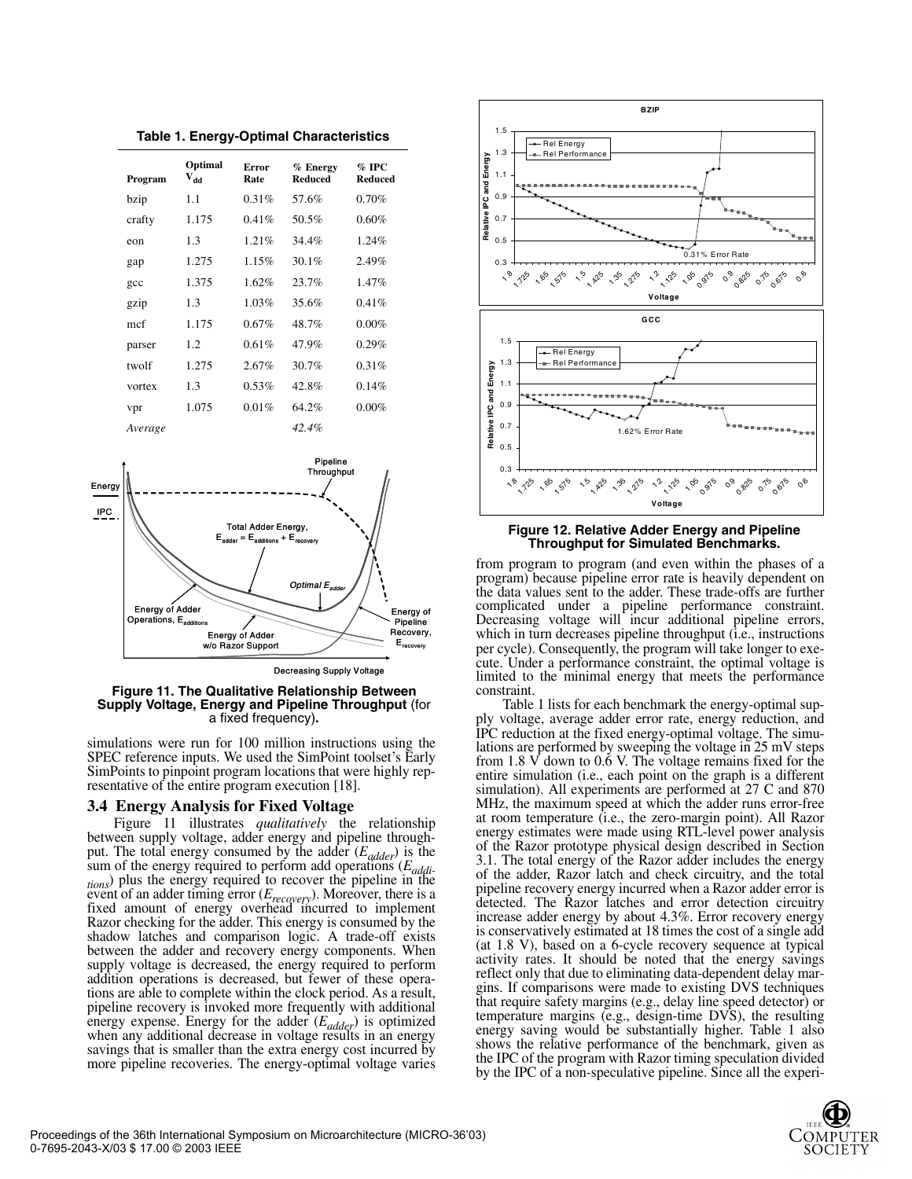**Table 1. Energy-Optimal Characteristics**

| Program | Optimal $V_{dd}$ | Error Rate | % Energy Reduced | % IPC Reduced |
|---|---|---|---|---|
| bzip | 1.1 | 0.31% | 57.6% | 0.70% |
| crafty | 1.175 | 0.41% | 50.5% | 0.60% |
| eon | 1.3 | 1.21% | 34.4% | 1.24% |
| gap | 1.275 | 1.15% | 30.1% | 2.49% |
| gcc | 1.375 | 1.62% | 23.7% | 1.47% |
| gzip | 1.3 | 1.03% | 35.6% | 0.41% |
| mcf | 1.175 | 0.67% | 48.7% | 0.00% |
| parser | 1.2 | 0.61% | 47.9% | 0.29% |
| twolf | 1.275 | 2.67% | 30.7% | 0.31% |
| vortex | 1.3 | 0.53% | 42.8% | 0.14% |
| vpr | 1.075 | 0.01% | 64.2% | 0.00% |
| *Average* | | | *42.4%* | |

**Figure 11. The Qualitative Relationship Between Supply Voltage, Energy and Pipeline Throughput** (for a fixed frequency)**.**

simulations were run for 100 million instructions using the SPEC reference inputs. We used the SimPoint toolset's Early SimPoints to pinpoint program locations that were highly representative of the entire program execution [18].

### 3.4 Energy Analysis for Fixed Voltage

Figure 11 illustrates *qualitatively* the relationship between supply voltage, adder energy and pipeline throughput. The total energy consumed by the adder ($E_{adder}$) is the sum of the energy required to perform add operations ($E_{additions}$) plus the energy required to recover the pipeline in the event of an adder timing error ($E_{recovery}$). Moreover, there is a fixed amount of energy overhead incurred to implement Razor checking for the adder. This energy is consumed by the shadow latches and comparison logic. A trade-off exists between the adder and recovery energy components. When supply voltage is decreased, the energy required to perform addition operations is decreased, but fewer of these operations are able to complete within the clock period. As a result, pipeline recovery is invoked more frequently with additional energy expense. Energy for the adder ($E_{adder}$) is optimized when any additional decrease in voltage results in an energy savings that is smaller than the extra energy cost incurred by more pipeline recoveries. The energy-optimal voltage varies from program to program (and even within the phases of a program) because pipeline error rate is heavily dependent on the data values sent to the adder. These trade-offs are further complicated under a pipeline performance constraint. Decreasing voltage will incur additional pipeline errors, which in turn decreases pipeline throughput (i.e., instructions per cycle). Consequently, the program will take longer to execute. Under a performance constraint, the optimal voltage is limited to the minimal energy that meets the performance constraint.

**Figure 12. Relative Adder Energy and Pipeline Throughput for Simulated Benchmarks.**

Table 1 lists for each benchmark the energy-optimal supply voltage, average adder error rate, energy reduction, and IPC reduction at the fixed energy-optimal voltage. The simulations are performed by sweeping the voltage in 25 mV steps from 1.8 V down to 0.6 V. The voltage remains fixed for the entire simulation (i.e., each point on the graph is a different simulation). All experiments are performed at 27 C and 870 MHz, the maximum speed at which the adder runs error-free at room temperature (i.e., the zero-margin point). All Razor energy estimates were made using RTL-level power analysis of the Razor prototype physical design described in Section 3.1. The total energy of the Razor adder includes the energy of the adder, Razor latch and check circuitry, and the total pipeline recovery energy incurred when a Razor adder error is detected. The Razor latches and error detection circuitry increase adder energy by about 4.3%. Error recovery energy is conservatively estimated at 18 times the cost of a single add (at 1.8 V), based on a 6-cycle recovery sequence at typical activity rates. It should be noted that the energy savings reflect only that due to eliminating data-dependent delay margins. If comparisons were made to existing DVS techniques that require safety margins (e.g., delay line speed detector) or temperature margins (e.g., design-time DVS), the resulting energy saving would be substantially higher. Table 1 also shows the relative performance of the benchmark, given as the IPC of the program with Razor timing speculation divided by the IPC of a non-speculative pipeline. Since all the experi-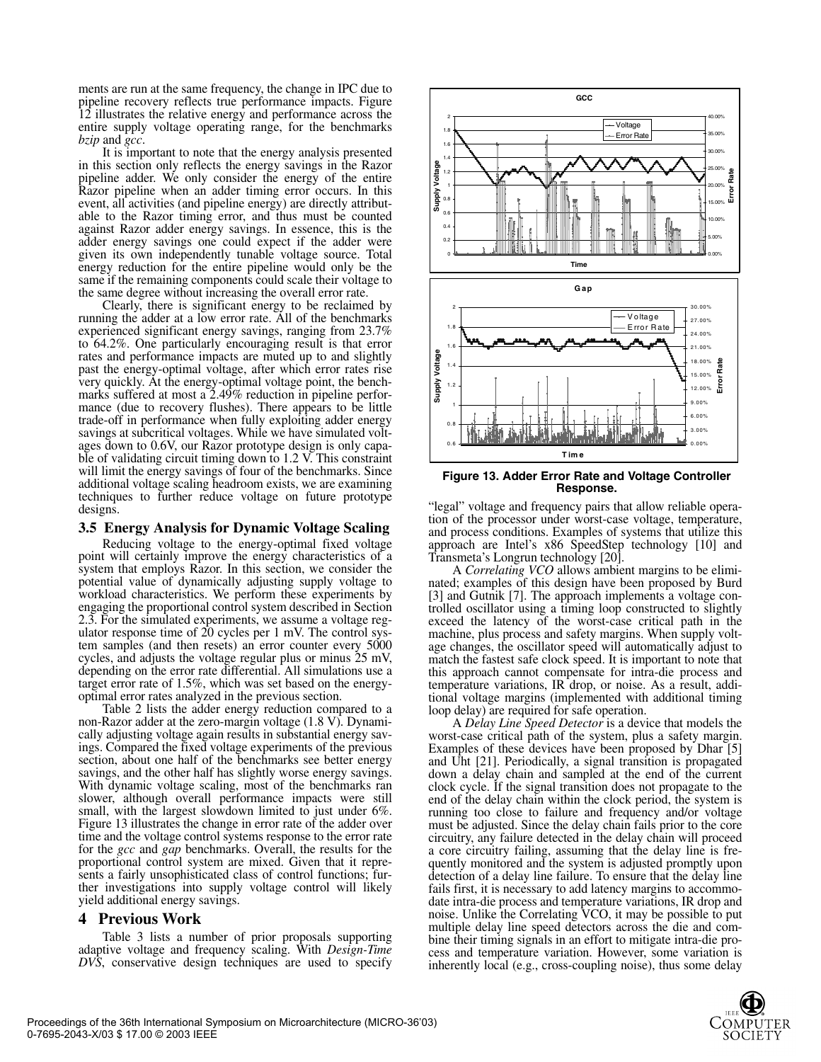ments are run at the same frequency, the change in IPC due to pipeline recovery reflects true performance impacts. Figure 12 illustrates the relative energy and performance across the entire supply voltage operating range, for the benchmarks *bzip* and *gcc*.

It is important to note that the energy analysis presented in this section only reflects the energy savings in the Razor pipeline adder. We only consider the energy of the entire Razor pipeline when an adder timing error occurs. In this event, all activities (and pipeline energy) are directly attributable to the Razor timing error, and thus must be counted against Razor adder energy savings. In essence, this is the adder energy savings one could expect if the adder were given its own independently tunable voltage source. Total energy reduction for the entire pipeline would only be the same if the remaining components could scale their voltage to the same degree without increasing the overall error rate.

Clearly, there is significant energy to be reclaimed by running the adder at a low error rate. All of the benchmarks experienced significant energy savings, ranging from 23.7% to 64.2%. One particularly encouraging result is that error rates and performance impacts are muted up to and slightly past the energy-optimal voltage, after which error rates rise very quickly. At the energy-optimal voltage point, the benchmarks suffered at most a 2.49% reduction in pipeline performance (due to recovery flushes). There appears to be little trade-off in performance when fully exploiting adder energy savings at subcritical voltages. While we have simulated voltages down to 0.6V, our Razor prototype design is only capable of validating circuit timing down to 1.2 V. This constraint will limit the energy savings of four of the benchmarks. Since additional voltage scaling headroom exists, we are examining techniques to further reduce voltage on future prototype designs.

### 3.5 Energy Analysis for Dynamic Voltage Scaling

Reducing voltage to the energy-optimal fixed voltage point will certainly improve the energy characteristics of a system that employs Razor. In this section, we consider the potential value of dynamically adjusting supply voltage to workload characteristics. We perform these experiments by engaging the proportional control system described in Section 2.3. For the simulated experiments, we assume a voltage regulator response time of 20 cycles per 1 mV. The control system samples (and then resets) an error counter every 5000 cycles, and adjusts the voltage regular plus or minus 25 mV, depending on the error rate differential. All simulations use a target error rate of 1.5%, which was set based on the energy-optimal error rates analyzed in the previous section.

Table 2 lists the adder energy reduction compared to a non-Razor adder at the zero-margin voltage (1.8 V). Dynamically adjusting voltage again results in substantial energy savings. Compared the fixed voltage experiments of the previous section, about one half of the benchmarks see better energy savings, and the other half has slightly worse energy savings. With dynamic voltage scaling, most of the benchmarks ran slower, although overall performance impacts were still small, with the largest slowdown limited to just under 6%. Figure 13 illustrates the change in error rate of the adder over time and the voltage control systems response to the error rate for the *gcc* and *gap* benchmarks. Overall, the results for the proportional control system are mixed. Given that it represents a fairly unsophisticated class of control functions; further investigations into supply voltage control will likely yield additional energy savings.

## 4 Previous Work

Table 3 lists a number of prior proposals supporting adaptive voltage and frequency scaling. With *Design-Time DVS*, conservative design techniques are used to specify "legal" voltage and frequency pairs that allow reliable operation of the processor under worst-case voltage, temperature, and process conditions. Examples of systems that utilize this approach are Intel's x86 SpeedStep technology [10] and Transmeta's Longrun technology [20].

GCC
Supply Voltage
Error Rate
Voltage
Error Rate
Time
2, 1.8, 1.6, 1.4, 1.2, 1, 0.8, 0.6, 0.4, 0.2, 0
40.00%, 35.00%, 30.00%, 25.00%, 20.00%, 15.00%, 10.00%, 5.00%, 0.00%

Gap
Supply Voltage
Error Rate
Voltage
Error Rate
Time
2, 1.8, 1.6, 1.4, 1.2, 1, 0.8, 0.6
30.00%, 27.00%, 24.00%, 21.00%, 18.00%, 15.00%, 12.00%, 9.00%, 6.00%, 3.00%, 0.00%

**Figure 13. Adder Error Rate and Voltage Controller Response.**

A *Correlating VCO* allows ambient margins to be eliminated; examples of this design have been proposed by Burd [3] and Gutnik [7]. The approach implements a voltage controlled oscillator using a timing loop constructed to slightly exceed the latency of the worst-case critical path in the machine, plus process and safety margins. When supply voltage changes, the oscillator speed will automatically adjust to match the fastest safe clock speed. It is important to note that this approach cannot compensate for intra-die process and temperature variations, IR drop, or noise. As a result, additional voltage margins (implemented with additional timing loop delay) are required for safe operation.

A *Delay Line Speed Detector* is a device that models the worst-case critical path of the system, plus a safety margin. Examples of these devices have been proposed by Dhar [5] and Uht [21]. Periodically, a signal transition is propagated down a delay chain and sampled at the end of the current clock cycle. If the signal transition does not propagate to the end of the delay chain within the clock period, the system is running too close to failure and frequency and/or voltage must be adjusted. Since the delay chain fails prior to the core circuitry, any failure detected in the delay chain will proceed a core circuitry failing, assuming that the delay line is frequently monitored and the system is adjusted promptly upon detection of a delay line failure. To ensure that the delay line fails first, it is necessary to add latency margins to accommodate intra-die process and temperature variations, IR drop and noise. Unlike the Correlating VCO, it may be possible to put multiple delay line speed detectors across the die and combine their timing signals in an effort to mitigate intra-die process and temperature variation. However, some variation is inherently local (e.g., cross-coupling noise), thus some delay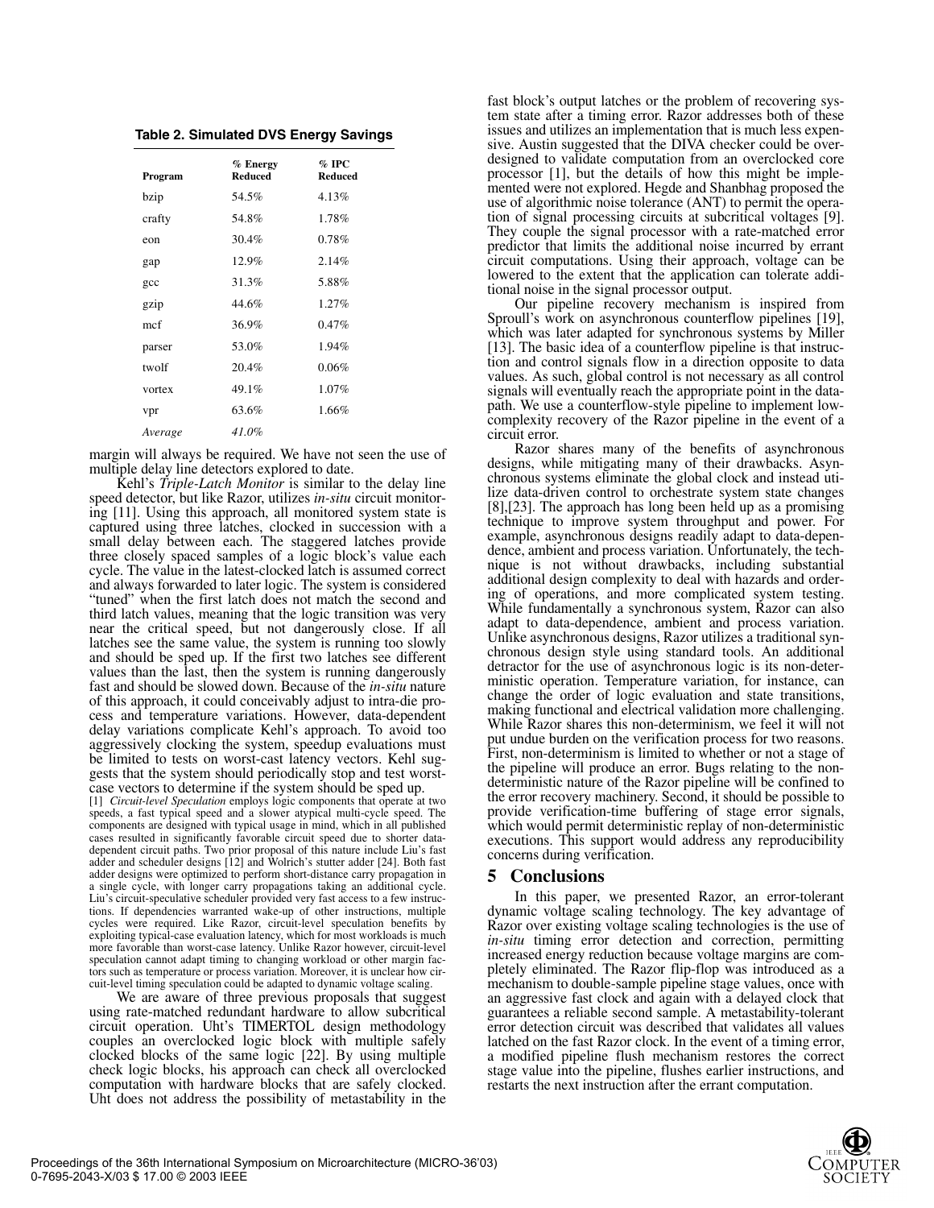**Table 2. Simulated DVS Energy Savings**

| Program | % Energy Reduced | % IPC Reduced |
|---|---|---|
| bzip | 54.5% | 4.13% |
| crafty | 54.8% | 1.78% |
| eon | 30.4% | 0.78% |
| gap | 12.9% | 2.14% |
| gcc | 31.3% | 5.88% |
| gzip | 44.6% | 1.27% |
| mcf | 36.9% | 0.47% |
| parser | 53.0% | 1.94% |
| twolf | 20.4% | 0.06% |
| vortex | 49.1% | 1.07% |
| vpr | 63.6% | 1.66% |
| *Average* | *41.0%* | |

margin will always be required. We have not seen the use of multiple delay line detectors explored to date.

Kehl's *Triple-Latch Monitor* is similar to the delay line speed detector, but like Razor, utilizes *in-situ* circuit monitoring [11]. Using this approach, all monitored system state is captured using three latches, clocked in succession with a small delay between each. The staggered latches provide three closely spaced samples of a logic block's value each cycle. The value in the latest-clocked latch is assumed correct and always forwarded to later logic. The system is considered "tuned" when the first latch does not match the second and third latch values, meaning that the logic transition was very near the critical speed, but not dangerously close. If all latches see the same value, the system is running too slowly and should be sped up. If the first two latches see different values than the last, then the system is running dangerously fast and should be slowed down. Because of the *in-situ* nature of this approach, it could conceivably adjust to intra-die process and temperature variations. However, data-dependent delay variations complicate Kehl's approach. To avoid too aggressively clocking the system, speedup evaluations must be limited to tests on worst-cast latency vectors. Kehl suggests that the system should periodically stop and test worst-case vectors to determine if the system should be sped up.

[1] *Circuit-level Speculation* employs logic components that operate at two speeds, a fast typical speed and a slower atypical multi-cycle speed. The components are designed with typical usage in mind, which in all published cases resulted in significantly favorable circuit speed due to shorter data-dependent circuit paths. Two prior proposal of this nature include Liu's fast adder and scheduler designs [12] and Wolrich's stutter adder [24]. Both fast adder designs were optimized to perform short-distance carry propagation in a single cycle, with longer carry propagations taking an additional cycle. Liu's circuit-speculative scheduler provided very fast access to a few instructions. If dependencies warranted wake-up of other instructions, multiple cycles were required. Like Razor, circuit-level speculation benefits by exploiting typical-case evaluation latency, which for most workloads is much more favorable than worst-case latency. Unlike Razor however, circuit-level speculation cannot adapt timing to changing workload or other margin factors such as temperature or process variation. Moreover, it is unclear how circuit-level timing speculation could be adapted to dynamic voltage scaling.

We are aware of three previous proposals that suggest using rate-matched redundant hardware to allow subcritical circuit operation. Uht's TIMERTOL design methodology couples an overclocked logic block with multiple safely clocked blocks of the same logic [22]. By using multiple check logic blocks, his approach can check all overclocked computation with hardware blocks that are safely clocked. Uht does not address the possibility of metastability in the fast block's output latches or the problem of recovering system state after a timing error. Razor addresses both of these issues and utilizes an implementation that is much less expensive. Austin suggested that the DIVA checker could be over-designed to validate computation from an overclocked core processor [1], but the details of how this might be implemented were not explored. Hegde and Shanbhag proposed the use of algorithmic noise tolerance (ANT) to permit the operation of signal processing circuits at subcritical voltages [9]. They couple the signal processor with a rate-matched error predictor that limits the additional noise incurred by errant circuit computations. Using their approach, voltage can be lowered to the extent that the application can tolerate additional noise in the signal processor output.

Our pipeline recovery mechanism is inspired from Sproull's work on asynchronous counterflow pipelines [19], which was later adapted for synchronous systems by Miller [13]. The basic idea of a counterflow pipeline is that instruction and control signals flow in a direction opposite to data values. As such, global control is not necessary as all control signals will eventually reach the appropriate point in the datapath. We use a counterflow-style pipeline to implement low-complexity recovery of the Razor pipeline in the event of a circuit error.

Razor shares many of the benefits of asynchronous designs, while mitigating many of their drawbacks. Asynchronous systems eliminate the global clock and instead utilize data-driven control to orchestrate system state changes [8],[23]. The approach has long been held up as a promising technique to improve system throughput and power. For example, asynchronous designs readily adapt to data-dependence, ambient and process variation. Unfortunately, the technique is not without drawbacks, including substantial additional design complexity to deal with hazards and ordering of operations, and more complicated system testing. While fundamentally a synchronous system, Razor can also adapt to data-dependence, ambient and process variation. Unlike asynchronous designs, Razor utilizes a traditional synchronous design style using standard tools. An additional detractor for the use of asynchronous logic is its non-deterministic operation. Temperature variation, for instance, can change the order of logic evaluation and state transitions, making functional and electrical validation more challenging. While Razor shares this non-determinism, we feel it will not put undue burden on the verification process for two reasons. First, non-determinism is limited to whether or not a stage of the pipeline will produce an error. Bugs relating to the non-deterministic nature of the Razor pipeline will be confined to the error recovery machinery. Second, it should be possible to provide verification-time buffering of stage error signals, which would permit deterministic replay of non-deterministic executions. This support would address any reproducibility concerns during verification.

## 5 Conclusions

In this paper, we presented Razor, an error-tolerant dynamic voltage scaling technology. The key advantage of Razor over existing voltage scaling technologies is the use of *in-situ* timing error detection and correction, permitting increased energy reduction because voltage margins are completely eliminated. The Razor flip-flop was introduced as a mechanism to double-sample pipeline stage values, once with an aggressive fast clock and again with a delayed clock that guarantees a reliable second sample. A metastability-tolerant error detection circuit was described that validates all values latched on the fast Razor clock. In the event of a timing error, a modified pipeline flush mechanism restores the correct stage value into the pipeline, flushes earlier instructions, and restarts the next instruction after the errant computation.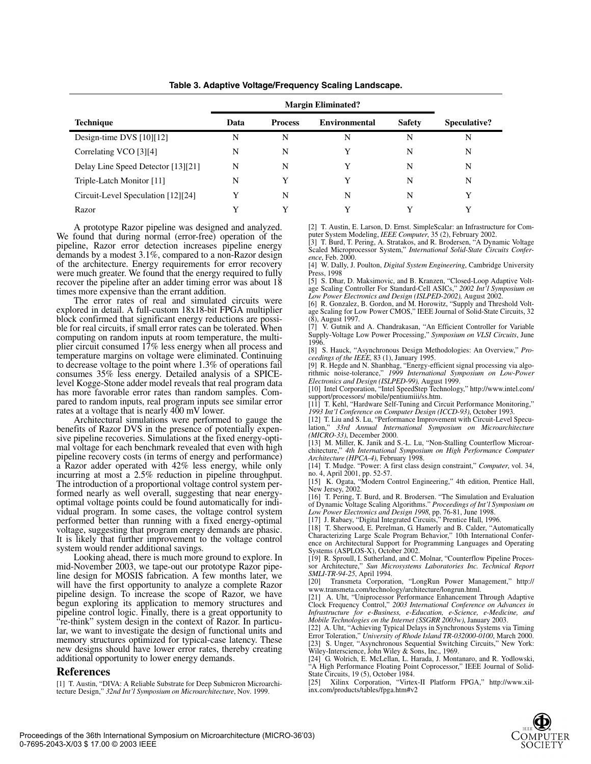**Table 3. Adaptive Voltage/Frequency Scaling Landscape.**

| | Margin Eliminated? | | | | |
|---|---|---|---|---|---|
| **Technique** | **Data** | **Process** | **Environmental** | **Safety** | **Speculative?** |
| Design-time DVS [10][12] | N | N | N | N | N |
| Correlating VCO [3][4] | N | N | Y | N | N |
| Delay Line Speed Detector [13][21] | N | N | Y | N | N |
| Triple-Latch Monitor [11] | N | Y | Y | N | N |
| Circuit-Level Speculation [12][24] | Y | N | N | N | Y |
| Razor | Y | Y | Y | Y | Y |

A prototype Razor pipeline was designed and analyzed. We found that during normal (error-free) operation of the pipeline, Razor error detection increases pipeline energy demands by a modest 3.1%, compared to a non-Razor design of the architecture. Energy requirements for error recovery were much greater. We found that the energy required to fully recover the pipeline after an adder timing error was about 18 times more expensive than the errant addition.

The error rates of real and simulated circuits were explored in detail. A full-custom 18x18-bit FPGA multiplier block confirmed that significant energy reductions are possible for real circuits, if small error rates can be tolerated. When computing on random inputs at room temperature, the multiplier circuit consumed 17% less energy when all process and temperature margins on voltage were eliminated. Continuing to decrease voltage to the point where 1.3% of operations fail consumes 35% less energy. Detailed analysis of a SPICE-level Kogge-Stone adder model reveals that real program data has more favorable error rates than random samples. Compared to random inputs, real program inputs see similar error rates at a voltage that is nearly 400 mV lower.

Architectural simulations were performed to gauge the benefits of Razor DVS in the presence of potentially expensive pipeline recoveries. Simulations at the fixed energy-optimal voltage for each benchmark revealed that even with high pipeline recovery costs (in terms of energy and performance) a Razor adder operated with 42% less energy, while only incurring at most a 2.5% reduction in pipeline throughput. The introduction of a proportional voltage control system performed nearly as well overall, suggesting that near energy-optimal voltage points could be found automatically for individual program. In some cases, the voltage control system performed better than running with a fixed energy-optimal voltage, suggesting that program energy demands are phasic. It is likely that further improvement to the voltage control system would render additional savings.

Looking ahead, there is much more ground to explore. In mid-November 2003, we tape-out our prototype Razor pipeline design for MOSIS fabrication. A few months later, we will have the first opportunity to analyze a complete Razor pipeline design. To increase the scope of Razor, we have begun exploring its application to memory structures and pipeline control logic. Finally, there is a great opportunity to "re-think" system design in the context of Razor. In particular, we want to investigate the design of functional units and memory structures optimized for typical-case latency. These new designs should have lower error rates, thereby creating additional opportunity to lower energy demands.

## References

[1] T. Austin, "DIVA: A Reliable Substrate for Deep Submicron Microarchitecture Design," *32nd Int'l Symposium on Microarchitecture*, Nov. 1999.

[2] T. Austin, E. Larson, D. Ernst. SimpleScalar: an Infrastructure for Computer System Modeling, *IEEE Computer*, 35 (2), February 2002.

[3] T. Burd, T. Pering, A. Stratakos, and R. Brodersen, "A Dynamic Voltage Scaled Microprocessor System," *International Solid-State Circuits Conference*, Feb. 2000.

[4] W. Dally, J. Poulton, *Digital System Engineering*, Cambridge University Press, 1998

[5] S. Dhar, D. Maksimovic, and B. Kranzen, "Closed-Loop Adaptive Voltage Scaling Controller For Standard-Cell ASICs," *2002 Int'l Symposium on Low Power Electronics and Design (ISLPED-2002),* August 2002.

[6] R. Gonzalez, B. Gordon, and M. Horowitz, "Supply and Threshold Voltage Scaling for Low Power CMOS," IEEE Journal of Solid-State Circuits, 32 (8), August 1997.

[7] V. Gutnik and A. Chandrakasan, "An Efficient Controller for Variable Supply-Voltage Low Power Processing," *Symposium on VLSI Circuits*, June 1996.

[8] S. Hauck, "Asynchronous Design Methodologies: An Overview," *Proceedings of the IEEE*, 83 (1), January 1995.

[9] R. Hegde and N. Shanbhag, "Energy-efficient signal processing via algorithmic noise-tolerance," *1999 International Symposium on Low-Power Electronics and Design (ISLPED-99),* August 1999.

[10] Intel Corporation, "Intel SpeedStep Technology," http://www.intel.com/support/processors/ mobile/pentiumiii/ss.htm.

[11] T. Kehl, "Hardware Self-Tuning and Circuit Performance Monitoring," *1993 Int'l Conference on Computer Design (ICCD-93)*, October 1993.

[12] T. Liu and S. Lu, "Performance Improvement with Circuit-Level Speculation," *33rd Annual International Symposium on Microarchitecture (MICRO-33)*, December 2000.

[13] M. Miller, K. Janik and S.-L. Lu, "Non-Stalling Counterflow Microarchitecture," *4th International Symposium on High Performance Computer Architecture (HPCA-4)*, February 1998.

[14] T. Mudge. "Power: A first class design constraint," *Computer*, vol. 34, no. 4, April 2001, pp. 52-57.

[15] K. Ogata, "Modern Control Engineering," 4th edition, Prentice Hall, New Jersey, 2002.

[16] T. Pering, T. Burd, and R. Brodersen. "The Simulation and Evaluation of Dynamic Voltage Scaling Algorithms." *Proceedings of Int'l Symposium on Low Power Electronics and Design 1998*, pp. 76-81, June 1998.

[17] J. Rabaey, "Digital Integrated Circuits," Prentice Hall, 1996.

[18] T. Sherwood, E. Perelman, G. Hamerly and B. Calder, "Automatically Characterizing Large Scale Program Behavior," 10th International Conference on Architectural Support for Programming Languages and Operating Systems (ASPLOS-X), October 2002.

[19] R. Sproull, I. Sutherland, and C. Molnar, "Counterflow Pipeline Processor Architecture," *Sun Microsystems Laboratories Inc. Technical Report SMLI-TR-94-25*, April 1994.

[20] Transmeta Corporation, "LongRun Power Management," http://www.transmeta.com/technology/architecture/longrun.html.

[21] A. Uht, "Uniprocessor Performance Enhancement Through Adaptive Clock Frequency Control," *2003 International Conference on Advances in Infrastructure for e-Business, e-Education, e-Science, e-Medicine, and Mobile Technologies on the Internet (SSGRR 2003w)*, January 2003.

[22] A. Uht, "Achieving Typical Delays in Synchronous Systems via Timing Error Toleration," *University of Rhode Island TR-032000-0100*, March 2000.

[23] S. Unger, "Asynchronous Sequential Switching Circuits," New York: Wiley-Interscience, John Wiley & Sons, Inc., 1969.

[24] G. Wolrich, E. McLellan, L. Harada, J. Montanaro, and R. Yodlowski, "A High Performance Floating Point Coprocessor," IEEE Journal of Solid-State Circuits, 19 (5), October 1984.

[25] Xilinx Corporation, "Virtex-II Platform FPGA," http://www.xilinx.com/products/tables/fpga.htm#v2